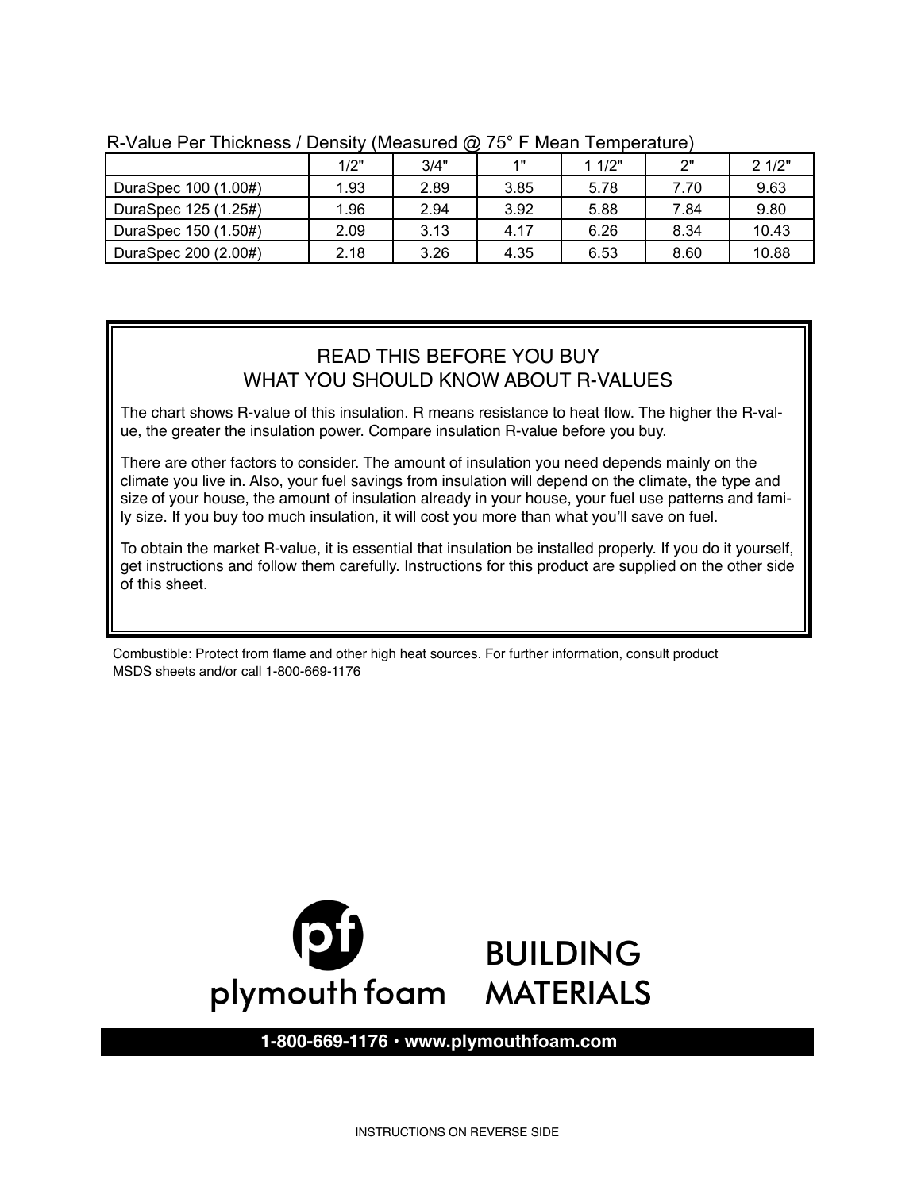R-Value Per Thickness / Density (Measured @ 75° F Mean Temperature)

| | 1/2" | 3/4" | 1" | 1 1/2" | 2" | 2 1/2" |
|---|---|---|---|---|---|---|
| DuraSpec 100 (1.00#) | 1.93 | 2.89 | 3.85 | 5.78 | 7.70 | 9.63 |
| DuraSpec 125 (1.25#) | 1.96 | 2.94 | 3.92 | 5.88 | 7.84 | 9.80 |
| DuraSpec 150 (1.50#) | 2.09 | 3.13 | 4.17 | 6.26 | 8.34 | 10.43 |
| DuraSpec 200 (2.00#) | 2.18 | 3.26 | 4.35 | 6.53 | 8.60 | 10.88 |

## READ THIS BEFORE YOU BUY
## WHAT YOU SHOULD KNOW ABOUT R-VALUES

The chart shows R-value of this insulation. R means resistance to heat flow. The higher the R-value, the greater the insulation power. Compare insulation R-value before you buy.

There are other factors to consider. The amount of insulation you need depends mainly on the climate you live in. Also, your fuel savings from insulation will depend on the climate, the type and size of your house, the amount of insulation already in your house, your fuel use patterns and family size. If you buy too much insulation, it will cost you more than what you'll save on fuel.

To obtain the market R-value, it is essential that insulation be installed properly. If you do it yourself, get instructions and follow them carefully. Instructions for this product are supplied on the other side of this sheet.

Combustible: Protect from flame and other high heat sources. For further information, consult product MSDS sheets and/or call 1-800-669-1176

pf plymouth foam BUILDING MATERIALS

**1-800-669-1176 • www.plymouthfoam.com**

INSTRUCTIONS ON REVERSE SIDE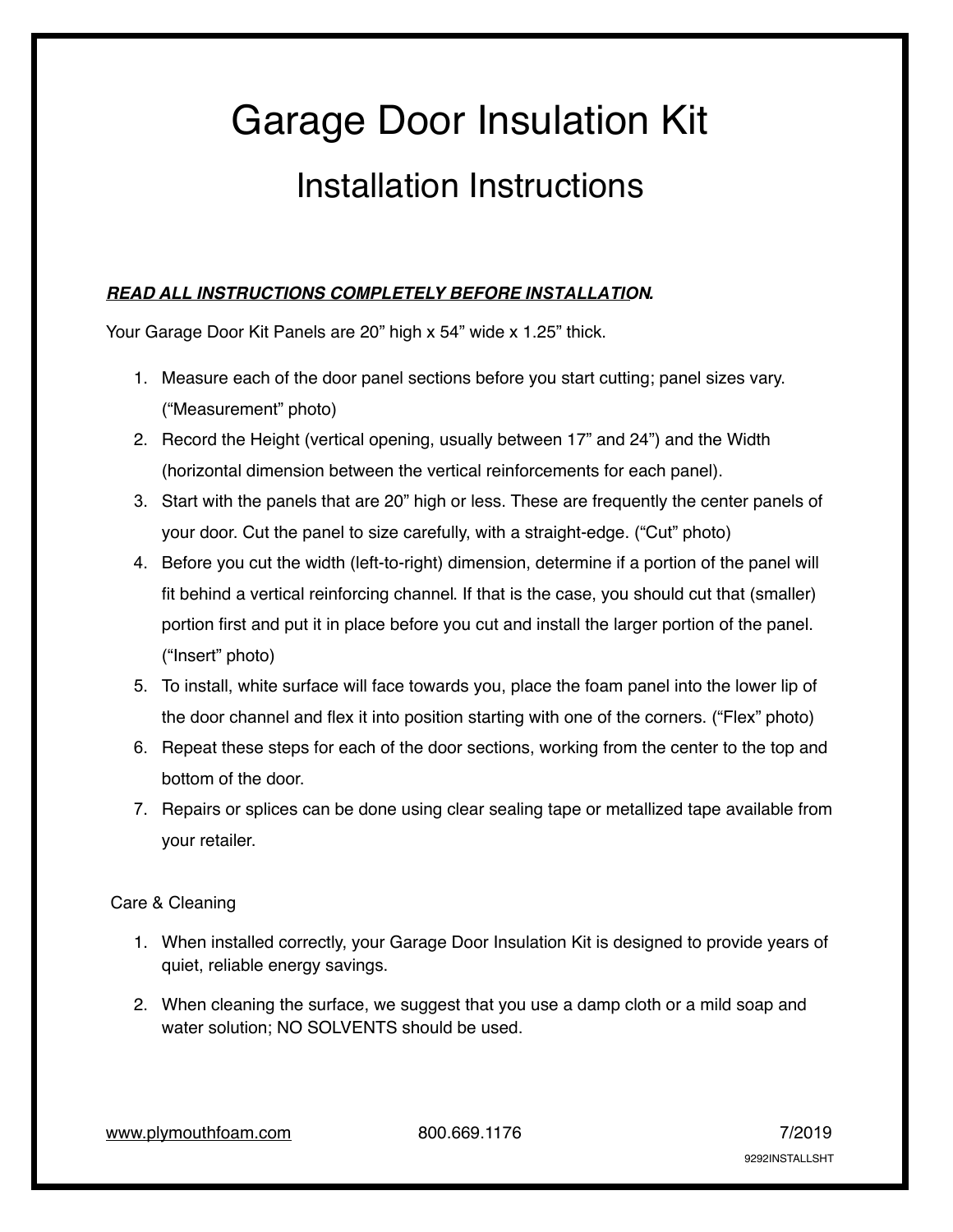# Garage Door Insulation Kit

## Installation Instructions

***READ ALL INSTRUCTIONS COMPLETELY BEFORE INSTALLATION.***

Your Garage Door Kit Panels are 20” high x 54” wide x 1.25” thick.

1. Measure each of the door panel sections before you start cutting; panel sizes vary. (“Measurement” photo)
2. Record the Height (vertical opening, usually between 17” and 24”) and the Width (horizontal dimension between the vertical reinforcements for each panel).
3. Start with the panels that are 20” high or less. These are frequently the center panels of your door. Cut the panel to size carefully, with a straight-edge. (“Cut” photo)
4. Before you cut the width (left-to-right) dimension, determine if a portion of the panel will fit behind a vertical reinforcing channel. If that is the case, you should cut that (smaller) portion first and put it in place before you cut and install the larger portion of the panel. (“Insert” photo)
5. To install, white surface will face towards you, place the foam panel into the lower lip of the door channel and flex it into position starting with one of the corners. (“Flex” photo)
6. Repeat these steps for each of the door sections, working from the center to the top and bottom of the door.
7. Repairs or splices can be done using clear sealing tape or metallized tape available from your retailer.

Care & Cleaning

1. When installed correctly, your Garage Door Insulation Kit is designed to provide years of quiet, reliable energy savings.
2. When cleaning the surface, we suggest that you use a damp cloth or a mild soap and water solution; NO SOLVENTS should be used.

www.plymouthfoam.com 800.669.1176 7/2019

9292INSTALLSHT